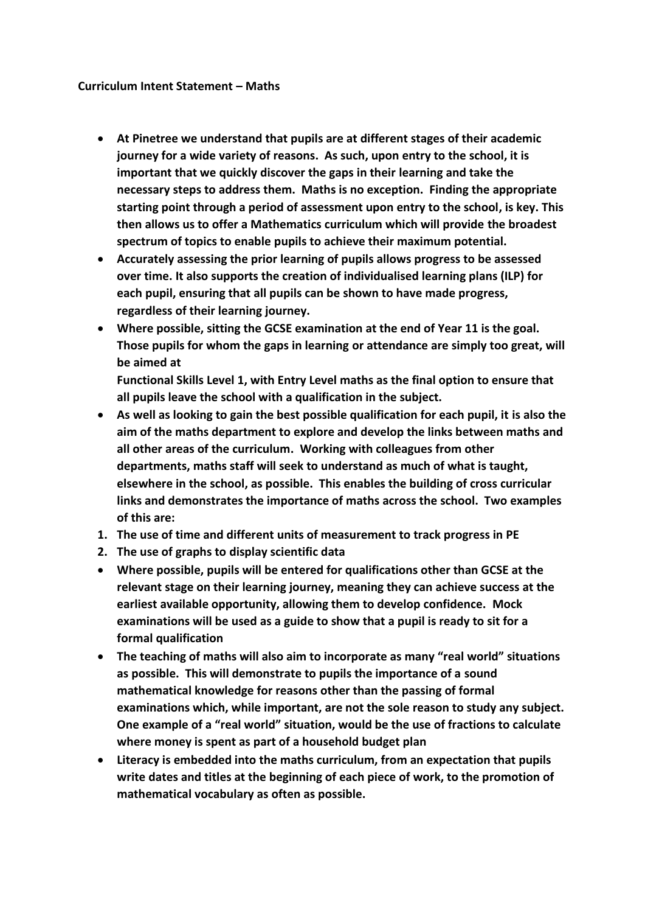**Curriculum Intent Statement – Maths**

- **At Pinetree we understand that pupils are at different stages of their academic journey for a wide variety of reasons. As such, upon entry to the school, it is important that we quickly discover the gaps in their learning and take the necessary steps to address them. Maths is no exception. Finding the appropriate starting point through a period of assessment upon entry to the school, is key. This then allows us to offer a Mathematics curriculum which will provide the broadest spectrum of topics to enable pupils to achieve their maximum potential.**
- **Accurately assessing the prior learning of pupils allows progress to be assessed over time. It also supports the creation of individualised learning plans (ILP) for each pupil, ensuring that all pupils can be shown to have made progress, regardless of their learning journey.**
- **Where possible, sitting the GCSE examination at the end of Year 11 is the goal. Those pupils for whom the gaps in learning or attendance are simply too great, will be aimed at**

  **Functional Skills Level 1, with Entry Level maths as the final option to ensure that all pupils leave the school with a qualification in the subject.**
- **As well as looking to gain the best possible qualification for each pupil, it is also the aim of the maths department to explore and develop the links between maths and all other areas of the curriculum. Working with colleagues from other departments, maths staff will seek to understand as much of what is taught, elsewhere in the school, as possible. This enables the building of cross curricular links and demonstrates the importance of maths across the school. Two examples of this are:**

1. **The use of time and different units of measurement to track progress in PE**
2. **The use of graphs to display scientific data**

- **Where possible, pupils will be entered for qualifications other than GCSE at the relevant stage on their learning journey, meaning they can achieve success at the earliest available opportunity, allowing them to develop confidence. Mock examinations will be used as a guide to show that a pupil is ready to sit for a formal qualification**
- **The teaching of maths will also aim to incorporate as many "real world" situations as possible. This will demonstrate to pupils the importance of a sound mathematical knowledge for reasons other than the passing of formal examinations which, while important, are not the sole reason to study any subject. One example of a "real world" situation, would be the use of fractions to calculate where money is spent as part of a household budget plan**
- **Literacy is embedded into the maths curriculum, from an expectation that pupils write dates and titles at the beginning of each piece of work, to the promotion of mathematical vocabulary as often as possible.**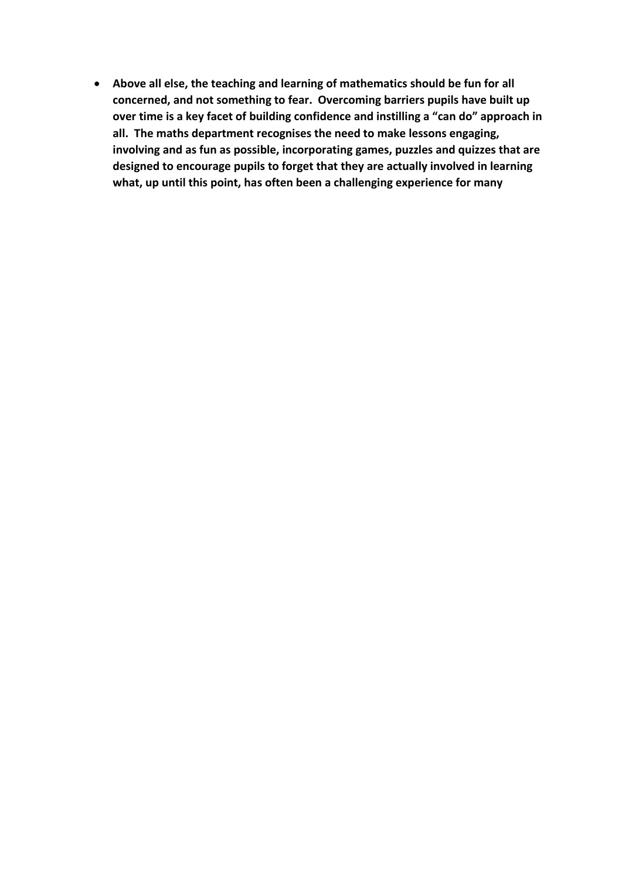- **Above all else, the teaching and learning of mathematics should be fun for all concerned, and not something to fear. Overcoming barriers pupils have built up over time is a key facet of building confidence and instilling a "can do" approach in all. The maths department recognises the need to make lessons engaging, involving and as fun as possible, incorporating games, puzzles and quizzes that are designed to encourage pupils to forget that they are actually involved in learning what, up until this point, has often been a challenging experience for many**